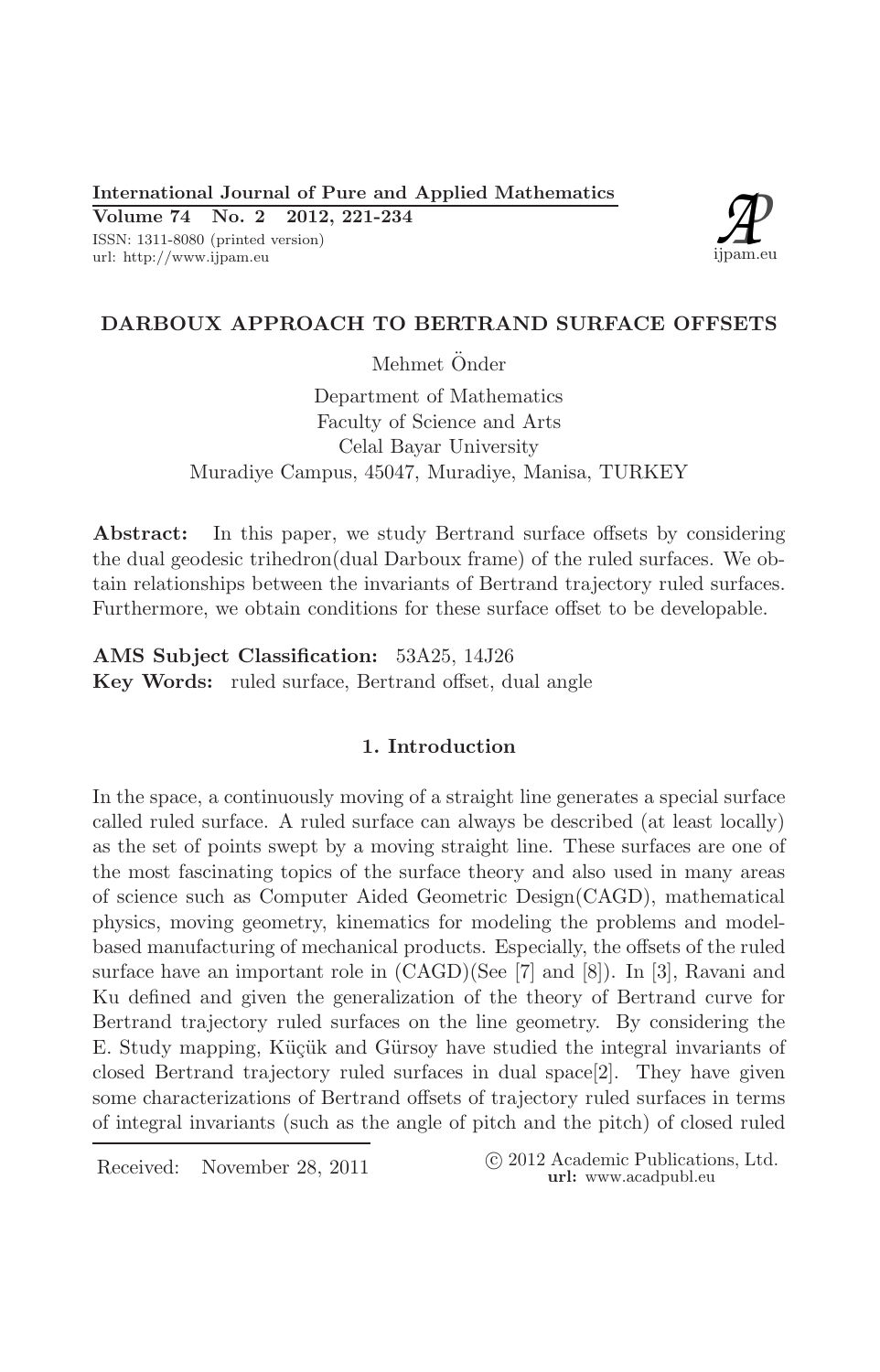# DARBOUX APPROACH TO BERTRAND SURFACE OFFSETS

Mehmet Önder

Department of Mathematics
Faculty of Science and Arts
Celal Bayar University
Muradiye Campus, 45047, Muradiye, Manisa, TURKEY

**Abstract:** In this paper, we study Bertrand surface offsets by considering the dual geodesic trihedron(dual Darboux frame) of the ruled surfaces. We obtain relationships between the invariants of Bertrand trajectory ruled surfaces. Furthermore, we obtain conditions for these surface offset to be developable.

**AMS Subject Classification:** 53A25, 14J26
**Key Words:** ruled surface, Bertrand offset, dual angle

## 1. Introduction

In the space, a continuously moving of a straight line generates a special surface called ruled surface. A ruled surface can always be described (at least locally) as the set of points swept by a moving straight line. These surfaces are one of the most fascinating topics of the surface theory and also used in many areas of science such as Computer Aided Geometric Design(CAGD), mathematical physics, moving geometry, kinematics for modeling the problems and model-based manufacturing of mechanical products. Especially, the offsets of the ruled surface have an important role in (CAGD)(See [7] and [8]). In [3], Ravani and Ku defined and given the generalization of the theory of Bertrand curve for Bertrand trajectory ruled surfaces on the line geometry. By considering the E. Study mapping, Küçük and Gürsoy have studied the integral invariants of closed Bertrand trajectory ruled surfaces in dual space[2]. They have given some characterizations of Bertrand offsets of trajectory ruled surfaces in terms of integral invariants (such as the angle of pitch and the pitch) of closed ruled

Received: November 28, 2011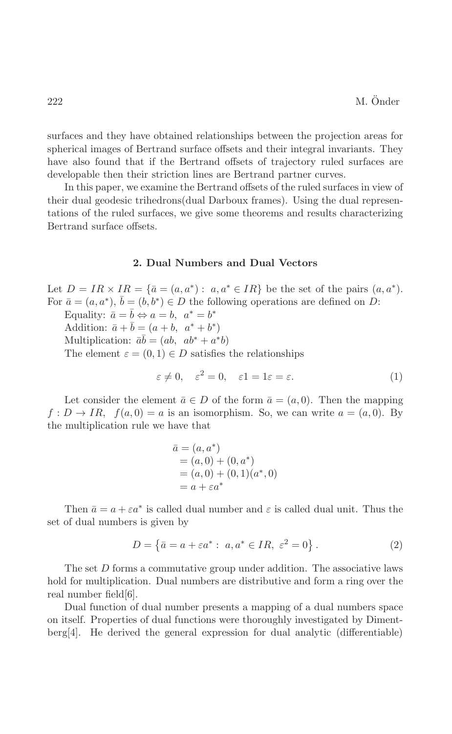surfaces and they have obtained relationships between the projection areas for spherical images of Bertrand surface offsets and their integral invariants. They have also found that if the Bertrand offsets of trajectory ruled surfaces are developable then their striction lines are Bertrand partner curves.

In this paper, we examine the Bertrand offsets of the ruled surfaces in view of their dual geodesic trihedrons(dual Darboux frames). Using the dual representations of the ruled surfaces, we give some theorems and results characterizing Bertrand surface offsets.

## 2. Dual Numbers and Dual Vectors

Let $D = IR \times IR = \{\bar{a} = (a, a^*) : \ a, a^* \in IR\}$ be the set of the pairs $(a, a^*)$. For $\bar{a} = (a, a^*)$, $\bar{b} = (b, b^*) \in D$ the following operations are defined on $D$:

Equality: $\bar{a} = \bar{b} \Leftrightarrow a = b, \ \ a^* = b^*$

Addition: $\bar{a} + \bar{b} = (a + b, \ \ a^* + b^*)$

Multiplication: $\bar{a}\bar{b} = (ab, \ \ ab^* + a^*b)$

The element $\varepsilon = (0, 1) \in D$ satisfies the relationships

$$\varepsilon \neq 0, \quad \varepsilon^2 = 0, \quad \varepsilon 1 = 1\varepsilon = \varepsilon. \tag{1}$$

Let consider the element $\bar{a} \in D$ of the form $\bar{a} = (a, 0)$. Then the mapping $f : D \to IR, \ \ f(a, 0) = a$ is an isomorphism. So, we can write $a = (a, 0)$. By the multiplication rule we have that

$$\begin{aligned}
\bar{a} &= (a, a^*) \\
&= (a, 0) + (0, a^*) \\
&= (a, 0) + (0, 1)(a^*, 0) \\
&= a + \varepsilon a^*
\end{aligned}$$

Then $\bar{a} = a + \varepsilon a^*$ is called dual number and $\varepsilon$ is called dual unit. Thus the set of dual numbers is given by

$$D = \left\{ \bar{a} = a + \varepsilon a^* : \ a, a^* \in IR, \ \varepsilon^2 = 0 \right\}. \tag{2}$$

The set $D$ forms a commutative group under addition. The associative laws hold for multiplication. Dual numbers are distributive and form a ring over the real number field[6].

Dual function of dual number presents a mapping of a dual numbers space on itself. Properties of dual functions were thoroughly investigated by Dimentberg[4]. He derived the general expression for dual analytic (differentiable)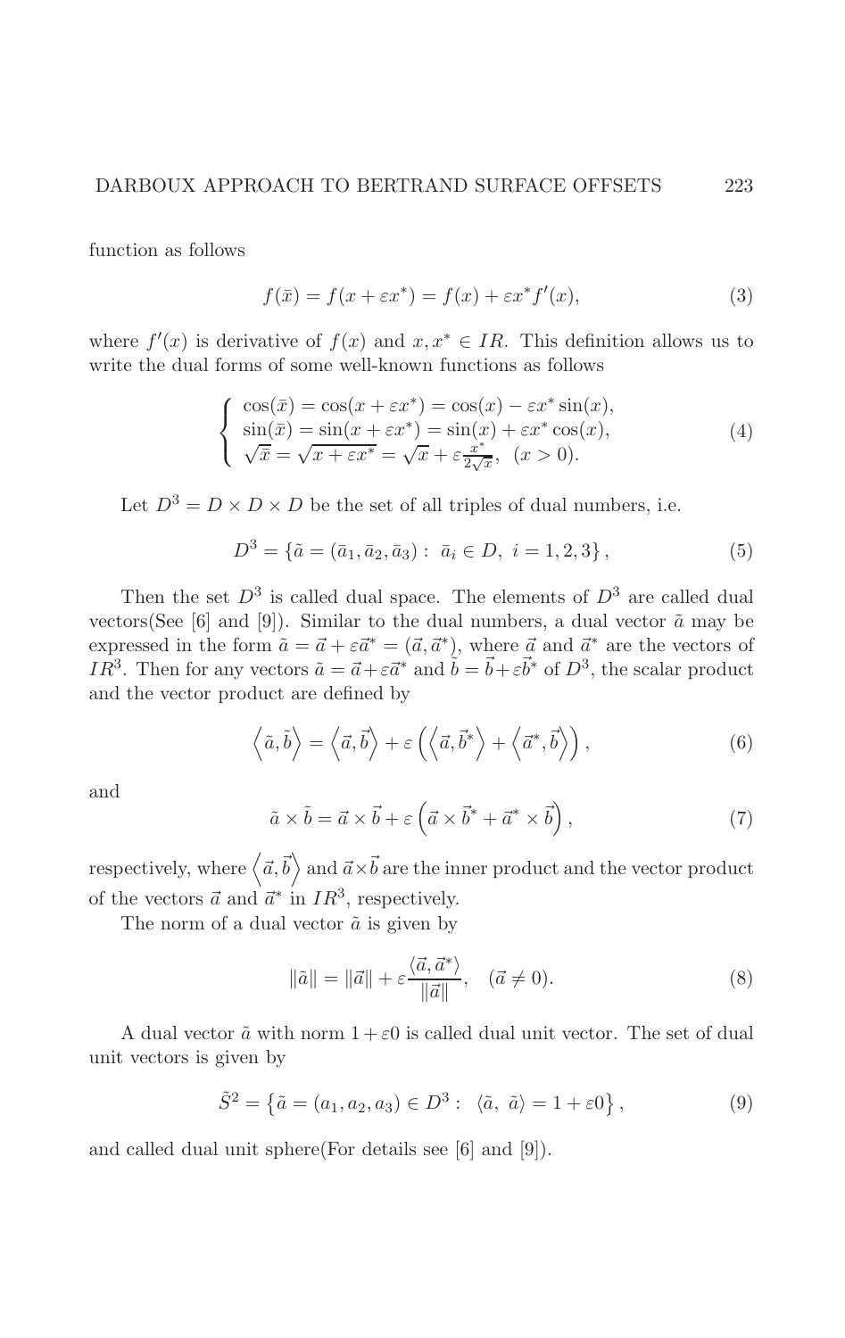function as follows

$$f(\bar{x}) = f(x + \varepsilon x^*) = f(x) + \varepsilon x^* f'(x), \tag{3}$$

where $f'(x)$ is derivative of $f(x)$ and $x, x^* \in IR$. This definition allows us to write the dual forms of some well-known functions as follows

$$\begin{cases} \cos(\bar{x}) = \cos(x + \varepsilon x^*) = \cos(x) - \varepsilon x^* \sin(x), \\ \sin(\bar{x}) = \sin(x + \varepsilon x^*) = \sin(x) + \varepsilon x^* \cos(x), \\ \sqrt{\bar{x}} = \sqrt{x + \varepsilon x^*} = \sqrt{x} + \varepsilon \frac{x^*}{2\sqrt{x}}, \ \ (x > 0). \end{cases} \tag{4}$$

Let $D^3 = D \times D \times D$ be the set of all triples of dual numbers, i.e.

$$D^3 = \{\tilde{a} = (\bar{a}_1, \bar{a}_2, \bar{a}_3) : \ \bar{a}_i \in D, \ i = 1, 2, 3\}, \tag{5}$$

Then the set $D^3$ is called dual space. The elements of $D^3$ are called dual vectors(See [6] and [9]). Similar to the dual numbers, a dual vector $\tilde{a}$ may be expressed in the form $\tilde{a} = \vec{a} + \varepsilon \vec{a}^* = (\vec{a}, \vec{a}^*)$, where $\vec{a}$ and $\vec{a}^*$ are the vectors of $IR^3$. Then for any vectors $\tilde{a} = \vec{a} + \varepsilon \vec{a}^*$ and $\tilde{b} = \vec{b} + \varepsilon \vec{b}^*$ of $D^3$, the scalar product and the vector product are defined by

$$\left\langle \tilde{a}, \tilde{b} \right\rangle = \left\langle \vec{a}, \vec{b} \right\rangle + \varepsilon \left( \left\langle \vec{a}, \vec{b}^* \right\rangle + \left\langle \vec{a}^*, \vec{b} \right\rangle \right), \tag{6}$$

and

$$\tilde{a} \times \tilde{b} = \vec{a} \times \vec{b} + \varepsilon \left( \vec{a} \times \vec{b}^* + \vec{a}^* \times \vec{b} \right), \tag{7}$$

respectively, where $\left\langle \vec{a}, \vec{b} \right\rangle$ and $\vec{a} \times \vec{b}$ are the inner product and the vector product of the vectors $\vec{a}$ and $\vec{a}^*$ in $IR^3$, respectively.

The norm of a dual vector $\tilde{a}$ is given by

$$\|\tilde{a}\| = \|\vec{a}\| + \varepsilon \frac{\langle \vec{a}, \vec{a}^* \rangle}{\|\vec{a}\|}, \quad (\vec{a} \neq 0). \tag{8}$$

A dual vector $\tilde{a}$ with norm $1 + \varepsilon 0$ is called dual unit vector. The set of dual unit vectors is given by

$$\tilde{S}^2 = \left\{ \tilde{a} = (a_1, a_2, a_3) \in D^3 : \ \langle \tilde{a}, \ \tilde{a} \rangle = 1 + \varepsilon 0 \right\}, \tag{9}$$

and called dual unit sphere(For details see [6] and [9]).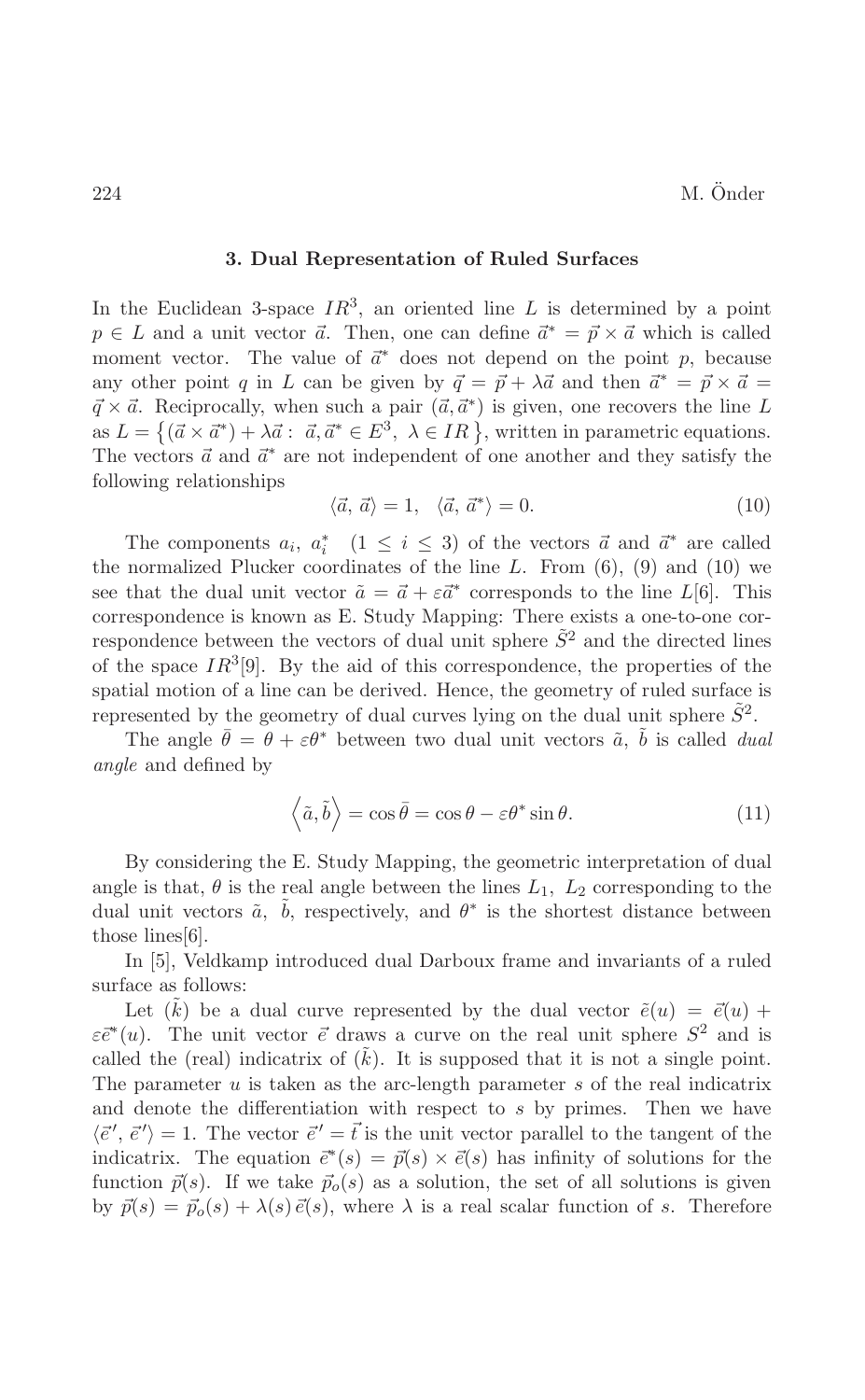### 3. Dual Representation of Ruled Surfaces

In the Euclidean 3-space $IR^3$, an oriented line $L$ is determined by a point $p \in L$ and a unit vector $\vec{a}$. Then, one can define $\vec{a}^* = \vec{p} \times \vec{a}$ which is called moment vector. The value of $\vec{a}^*$ does not depend on the point $p$, because any other point $q$ in $L$ can be given by $\vec{q} = \vec{p} + \lambda\vec{a}$ and then $\vec{a}^* = \vec{p} \times \vec{a} = \vec{q} \times \vec{a}$. Reciprocally, when such a pair $(\vec{a}, \vec{a}^*)$ is given, one recovers the line $L$ as $L = \left\{ (\vec{a} \times \vec{a}^*) + \lambda\vec{a} : \; \vec{a}, \vec{a}^* \in E^3, \; \lambda \in IR \right\}$, written in parametric equations. The vectors $\vec{a}$ and $\vec{a}^*$ are not independent of one another and they satisfy the following relationships

$$\langle \vec{a}, \vec{a} \rangle = 1, \quad \langle \vec{a}, \vec{a}^* \rangle = 0. \tag{10}$$

The components $a_i, \; a_i^* \quad (1 \le i \le 3)$ of the vectors $\vec{a}$ and $\vec{a}^*$ are called the normalized Plucker coordinates of the line $L$. From (6), (9) and (10) we see that the dual unit vector $\tilde{a} = \vec{a} + \varepsilon\vec{a}^*$ corresponds to the line $L$[6]. This correspondence is known as E. Study Mapping: There exists a one-to-one correspondence between the vectors of dual unit sphere $\tilde{S}^2$ and the directed lines of the space $IR^3$[9]. By the aid of this correspondence, the properties of the spatial motion of a line can be derived. Hence, the geometry of ruled surface is represented by the geometry of dual curves lying on the dual unit sphere $\tilde{S}^2$.

The angle $\bar{\theta} = \theta + \varepsilon\theta^*$ between two dual unit vectors $\tilde{a}$, $\tilde{b}$ is called *dual angle* and defined by

$$\left\langle \tilde{a}, \tilde{b} \right\rangle = \cos\bar{\theta} = \cos\theta - \varepsilon\theta^* \sin\theta. \tag{11}$$

By considering the E. Study Mapping, the geometric interpretation of dual angle is that, $\theta$ is the real angle between the lines $L_1$, $L_2$ corresponding to the dual unit vectors $\tilde{a}$, $\tilde{b}$, respectively, and $\theta^*$ is the shortest distance between those lines[6].

In [5], Veldkamp introduced dual Darboux frame and invariants of a ruled surface as follows:

Let $(\tilde{k})$ be a dual curve represented by the dual vector $\tilde{e}(u) = \vec{e}(u) + \varepsilon\vec{e}^*(u)$. The unit vector $\vec{e}$ draws a curve on the real unit sphere $S^2$ and is called the (real) indicatrix of $(\tilde{k})$. It is supposed that it is not a single point. The parameter $u$ is taken as the arc-length parameter $s$ of the real indicatrix and denote the differentiation with respect to $s$ by primes. Then we have $\langle \vec{e}', \vec{e}' \rangle = 1$. The vector $\vec{e}' = \vec{t}$ is the unit vector parallel to the tangent of the indicatrix. The equation $\vec{e}^*(s) = \vec{p}(s) \times \vec{e}(s)$ has infinity of solutions for the function $\vec{p}(s)$. If we take $\vec{p}_o(s)$ as a solution, the set of all solutions is given by $\vec{p}(s) = \vec{p}_o(s) + \lambda(s)\,\vec{e}(s)$, where $\lambda$ is a real scalar function of $s$. Therefore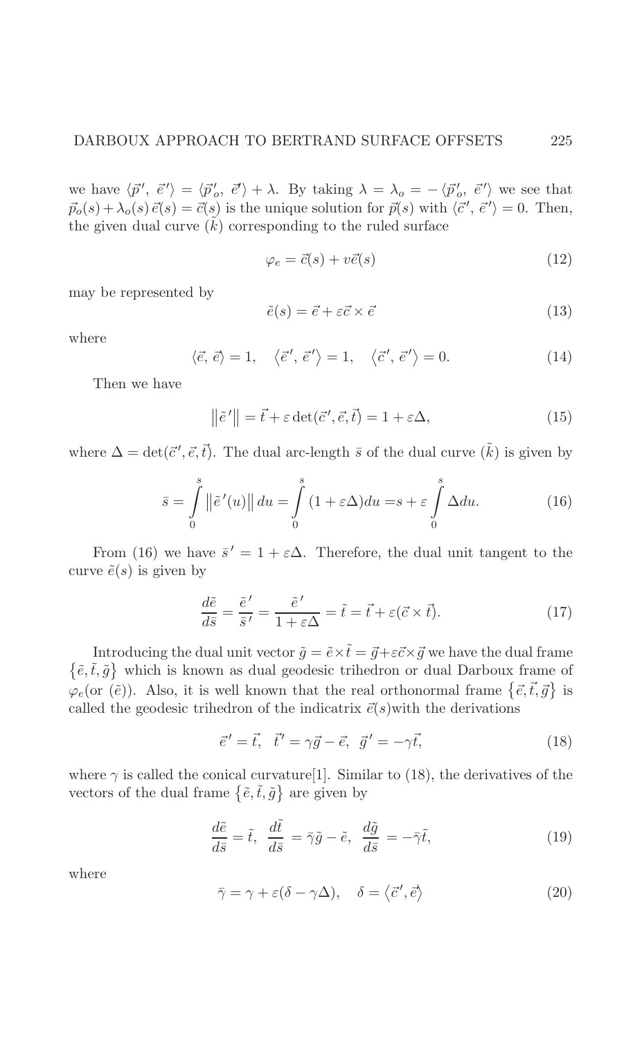we have $\langle \vec{p}\,',\ \vec{e}\,' \rangle = \langle \vec{p}\,'_o,\ \vec{e}\,' \rangle + \lambda$. By taking $\lambda = \lambda_o = -\langle \vec{p}\,'_o,\ \vec{e}\,' \rangle$ we see that $\vec{p}_o(s) + \lambda_o(s)\,\vec{e}(s) = \vec{c}(s)$ is the unique solution for $\vec{p}(s)$ with $\langle \vec{c}\,',\ \vec{e}\,' \rangle = 0$. Then, the given dual curve $(\tilde{k})$ corresponding to the ruled surface

$$\varphi_e = \vec{c}(s) + v\vec{e}(s) \tag{12}$$

may be represented by

$$\tilde{e}(s) = \vec{e} + \varepsilon \vec{c} \times \vec{e} \tag{13}$$

where

$$\langle \vec{e},\ \vec{e} \rangle = 1, \quad \langle \vec{e}\,',\ \vec{e}\,' \rangle = 1, \quad \langle \vec{c}\,',\ \vec{e}\,' \rangle = 0. \tag{14}$$

Then we have

$$\left\| \tilde{e}\,' \right\| = \vec{t} + \varepsilon \det(\vec{c}\,', \vec{e}, \vec{t}) = 1 + \varepsilon \Delta, \tag{15}$$

where $\Delta = \det(\vec{c}\,', \vec{e}, \vec{t})$. The dual arc-length $\bar{s}$ of the dual curve $(\tilde{k})$ is given by

$$\bar{s} = \int_0^s \left\| \tilde{e}\,'(u) \right\| du = \int_0^s (1 + \varepsilon \Delta) du = s + \varepsilon \int_0^s \Delta du. \tag{16}$$

From (16) we have $\bar{s}\,' = 1 + \varepsilon \Delta$. Therefore, the dual unit tangent to the curve $\tilde{e}(s)$ is given by

$$\frac{d\tilde{e}}{d\bar{s}} = \frac{\tilde{e}\,'}{\bar{s}\,'} = \frac{\tilde{e}\,'}{1 + \varepsilon \Delta} = \tilde{t} = \vec{t} + \varepsilon(\vec{c} \times \vec{t}). \tag{17}$$

Introducing the dual unit vector $\tilde{g} = \tilde{e} \times \tilde{t} = \vec{g} + \varepsilon \vec{c} \times \vec{g}$ we have the dual frame $\{\tilde{e}, \tilde{t}, \tilde{g}\}$ which is known as dual geodesic trihedron or dual Darboux frame of $\varphi_e$(or $(\tilde{e})$). Also, it is well known that the real orthonormal frame $\{\vec{e}, \vec{t}, \vec{g}\}$ is called the geodesic trihedron of the indicatrix $\vec{e}(s)$with the derivations

$$\vec{e}\,' = \vec{t}, \quad \vec{t}\,' = \gamma \vec{g} - \vec{e}, \quad \vec{g}\,' = -\gamma \vec{t}, \tag{18}$$

where $\gamma$ is called the conical curvature[1]. Similar to (18), the derivatives of the vectors of the dual frame $\{\tilde{e}, \tilde{t}, \tilde{g}\}$ are given by

$$\frac{d\tilde{e}}{d\bar{s}} = \tilde{t}, \quad \frac{d\tilde{t}}{d\bar{s}} = \bar{\gamma}\tilde{g} - \tilde{e}, \quad \frac{d\tilde{g}}{d\bar{s}} = -\bar{\gamma}\tilde{t}, \tag{19}$$

where

$$\bar{\gamma} = \gamma + \varepsilon(\delta - \gamma \Delta), \quad \delta = \langle \vec{c}\,', \vec{e} \rangle \tag{20}$$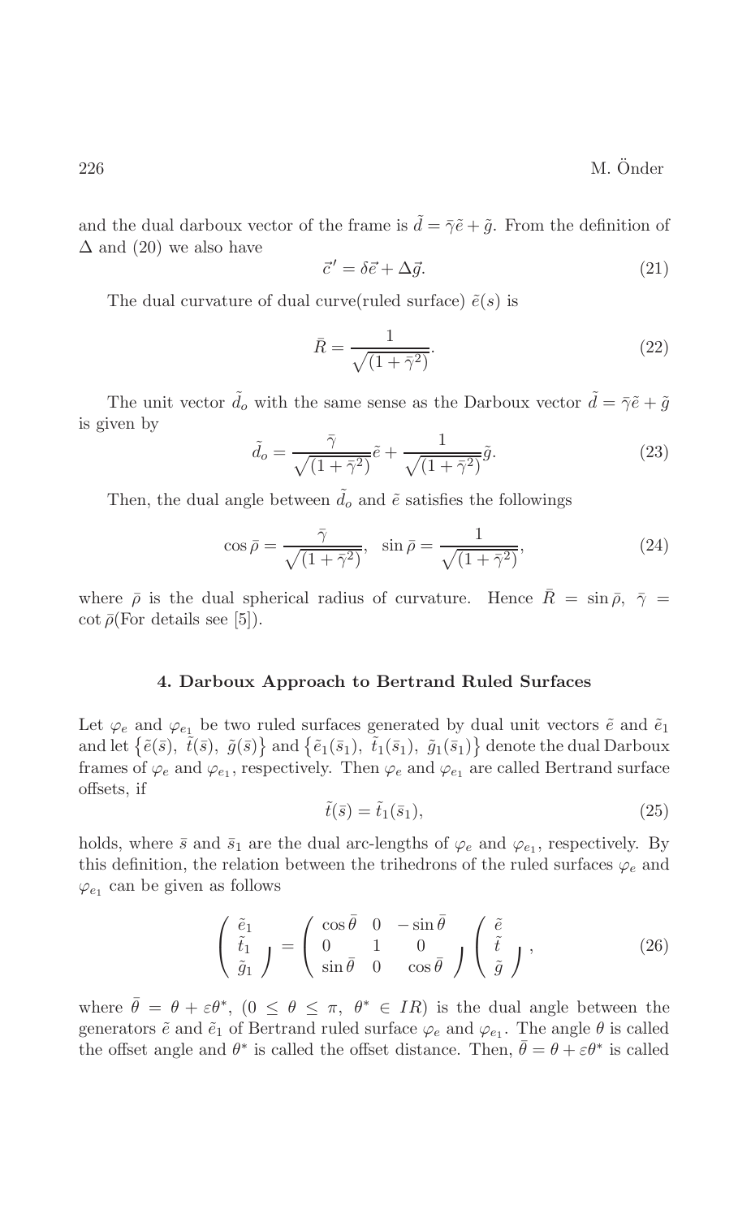and the dual darboux vector of the frame is $\tilde{d} = \bar{\gamma}\tilde{e} + \tilde{g}$. From the definition of $\Delta$ and (20) we also have

$$\vec{c}' = \delta\vec{e} + \Delta\vec{g}. \tag{21}$$

The dual curvature of dual curve(ruled surface) $\tilde{e}(s)$ is

$$\bar{R} = \frac{1}{\sqrt{(1+\bar{\gamma}^2)}}. \tag{22}$$

The unit vector $\tilde{d}_o$ with the same sense as the Darboux vector $\tilde{d} = \bar{\gamma}\tilde{e} + \tilde{g}$ is given by

$$\tilde{d}_o = \frac{\bar{\gamma}}{\sqrt{(1+\bar{\gamma}^2)}}\tilde{e} + \frac{1}{\sqrt{(1+\bar{\gamma}^2)}}\tilde{g}. \tag{23}$$

Then, the dual angle between $\tilde{d}_o$ and $\tilde{e}$ satisfies the followings

$$\cos\bar{\rho} = \frac{\bar{\gamma}}{\sqrt{(1+\bar{\gamma}^2)}}, \quad \sin\bar{\rho} = \frac{1}{\sqrt{(1+\bar{\gamma}^2)}}, \tag{24}$$

where $\bar{\rho}$ is the dual spherical radius of curvature. Hence $\bar{R} = \sin\bar{\rho}$, $\bar{\gamma} = \cot\bar{\rho}$(For details see [5]).

## 4. Darboux Approach to Bertrand Ruled Surfaces

Let $\varphi_e$ and $\varphi_{e_1}$ be two ruled surfaces generated by dual unit vectors $\tilde{e}$ and $\tilde{e}_1$ and let $\{\tilde{e}(\bar{s}),\ \tilde{t}(\bar{s}),\ \tilde{g}(\bar{s})\}$ and $\{\tilde{e}_1(\bar{s}_1),\ \tilde{t}_1(\bar{s}_1),\ \tilde{g}_1(\bar{s}_1)\}$ denote the dual Darboux frames of $\varphi_e$ and $\varphi_{e_1}$, respectively. Then $\varphi_e$ and $\varphi_{e_1}$ are called Bertrand surface offsets, if

$$\tilde{t}(\bar{s}) = \tilde{t}_1(\bar{s}_1), \tag{25}$$

holds, where $\bar{s}$ and $\bar{s}_1$ are the dual arc-lengths of $\varphi_e$ and $\varphi_{e_1}$, respectively. By this definition, the relation between the trihedrons of the ruled surfaces $\varphi_e$ and $\varphi_{e_1}$ can be given as follows

$$\begin{pmatrix} \tilde{e}_1 \\ \tilde{t}_1 \\ \tilde{g}_1 \end{pmatrix} = \begin{pmatrix} \cos\bar{\theta} & 0 & -\sin\bar{\theta} \\ 0 & 1 & 0 \\ \sin\bar{\theta} & 0 & \cos\bar{\theta} \end{pmatrix} \begin{pmatrix} \tilde{e} \\ \tilde{t} \\ \tilde{g} \end{pmatrix}, \tag{26}$$

where $\bar{\theta} = \theta + \varepsilon\theta^*$, $(0 \le \theta \le \pi,\ \theta^* \in IR)$ is the dual angle between the generators $\tilde{e}$ and $\tilde{e}_1$ of Bertrand ruled surface $\varphi_e$ and $\varphi_{e_1}$. The angle $\theta$ is called the offset angle and $\theta^*$ is called the offset distance. Then, $\bar{\theta} = \theta + \varepsilon\theta^*$ is called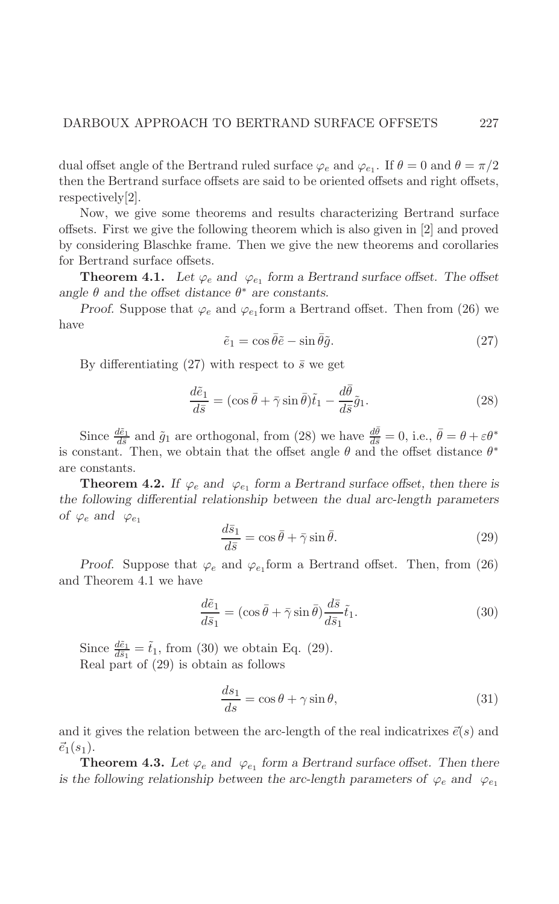dual offset angle of the Bertrand ruled surface $\varphi_e$ and $\varphi_{e_1}$. If $\theta = 0$ and $\theta = \pi/2$ then the Bertrand surface offsets are said to be oriented offsets and right offsets, respectively[2].

Now, we give some theorems and results characterizing Bertrand surface offsets. First we give the following theorem which is also given in [2] and proved by considering Blaschke frame. Then we give the new theorems and corollaries for Bertrand surface offsets.

**Theorem 4.1.** *Let $\varphi_e$ and $\varphi_{e_1}$ form a Bertrand surface offset. The offset angle $\theta$ and the offset distance $\theta^*$ are constants.*

*Proof.* Suppose that $\varphi_e$ and $\varphi_{e_1}$ form a Bertrand offset. Then from (26) we have

$$\tilde{e}_1 = \cos\bar{\theta}\tilde{e} - \sin\bar{\theta}\tilde{g}. \tag{27}$$

By differentiating (27) with respect to $\bar{s}$ we get

$$\frac{d\tilde{e}_1}{d\bar{s}} = (\cos\bar{\theta} + \bar{\gamma}\sin\bar{\theta})\tilde{t}_1 - \frac{d\bar{\theta}}{d\bar{s}}\tilde{g}_1. \tag{28}$$

Since $\frac{d\tilde{e}_1}{d\bar{s}}$ and $\tilde{g}_1$ are orthogonal, from (28) we have $\frac{d\bar{\theta}}{d\bar{s}} = 0$, i.e., $\bar{\theta} = \theta + \varepsilon\theta^*$ is constant. Then, we obtain that the offset angle $\theta$ and the offset distance $\theta^*$ are constants.

**Theorem 4.2.** *If $\varphi_e$ and $\varphi_{e_1}$ form a Bertrand surface offset, then there is the following differential relationship between the dual arc-length parameters of $\varphi_e$ and $\varphi_{e_1}$*

$$\frac{d\bar{s}_1}{d\bar{s}} = \cos\bar{\theta} + \bar{\gamma}\sin\bar{\theta}. \tag{29}$$

*Proof.* Suppose that $\varphi_e$ and $\varphi_{e_1}$ form a Bertrand offset. Then, from (26) and Theorem 4.1 we have

$$\frac{d\tilde{e}_1}{d\bar{s}_1} = (\cos\bar{\theta} + \bar{\gamma}\sin\bar{\theta})\frac{d\bar{s}}{d\bar{s}_1}\tilde{t}_1. \tag{30}$$

Since $\frac{d\tilde{e}_1}{d\bar{s}_1} = \tilde{t}_1$, from (30) we obtain Eq. (29).
Real part of (29) is obtain as follows

$$\frac{ds_1}{ds} = \cos\theta + \gamma\sin\theta, \tag{31}$$

and it gives the relation between the arc-length of the real indicatrixes $\vec{e}(s)$ and $\vec{e}_1(s_1)$.

**Theorem 4.3.** *Let $\varphi_e$ and $\varphi_{e_1}$ form a Bertrand surface offset. Then there is the following relationship between the arc-length parameters of $\varphi_e$ and $\varphi_{e_1}$*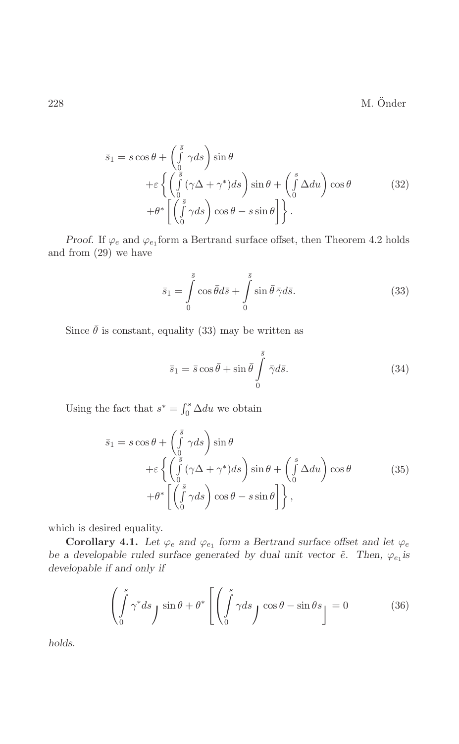$$
\begin{aligned}
\bar{s}_1 = s\cos\theta + \left(\int_0^{\bar{s}} \gamma ds\right)\sin\theta \\
+\varepsilon\left\{\left(\int_0^{\bar{s}} (\gamma\Delta + \gamma^*)ds\right)\sin\theta + \left(\int_0^{s} \Delta du\right)\cos\theta \right. \\
\left. +\theta^*\left[\left(\int_0^{\bar{s}} \gamma ds\right)\cos\theta - s\sin\theta\right]\right\}.
\end{aligned}
\tag{32}
$$

*Proof.* If $\varphi_e$ and $\varphi_{e_1}$ form a Bertrand surface offset, then Theorem 4.2 holds and from (29) we have

$$
\bar{s}_1 = \int_0^{\bar{s}} \cos\bar{\theta} d\bar{s} + \int_0^{\bar{s}} \sin\bar{\theta}\,\bar{\gamma} d\bar{s}. \tag{33}
$$

Since $\bar{\theta}$ is constant, equality (33) may be written as

$$
\bar{s}_1 = \bar{s}\cos\bar{\theta} + \sin\bar{\theta}\int_0^{\bar{s}} \bar{\gamma} d\bar{s}. \tag{34}
$$

Using the fact that $s^* = \int_0^s \Delta du$ we obtain

$$
\begin{aligned}
\bar{s}_1 = s\cos\theta + \left(\int_0^{\bar{s}} \gamma ds\right)\sin\theta \\
+\varepsilon\left\{\left(\int_0^{\bar{s}} (\gamma\Delta + \gamma^*)ds\right)\sin\theta + \left(\int_0^{s} \Delta du\right)\cos\theta \right. \\
\left. +\theta^*\left[\left(\int_0^{\bar{s}} \gamma ds\right)\cos\theta - s\sin\theta\right]\right\},
\end{aligned}
\tag{35}
$$

which is desired equality.

**Corollary 4.1.** *Let $\varphi_e$ and $\varphi_{e_1}$ form a Bertrand surface offset and let $\varphi_e$ be a developable ruled surface generated by dual unit vector $\tilde{e}$. Then, $\varphi_{e_1}$ is developable if and only if*

$$
\left(\int_0^{s} \gamma^* ds\right)\sin\theta + \theta^*\left[\left(\int_0^{s} \gamma ds\right)\cos\theta - \sin\theta s\right] = 0 \tag{36}
$$

*holds.*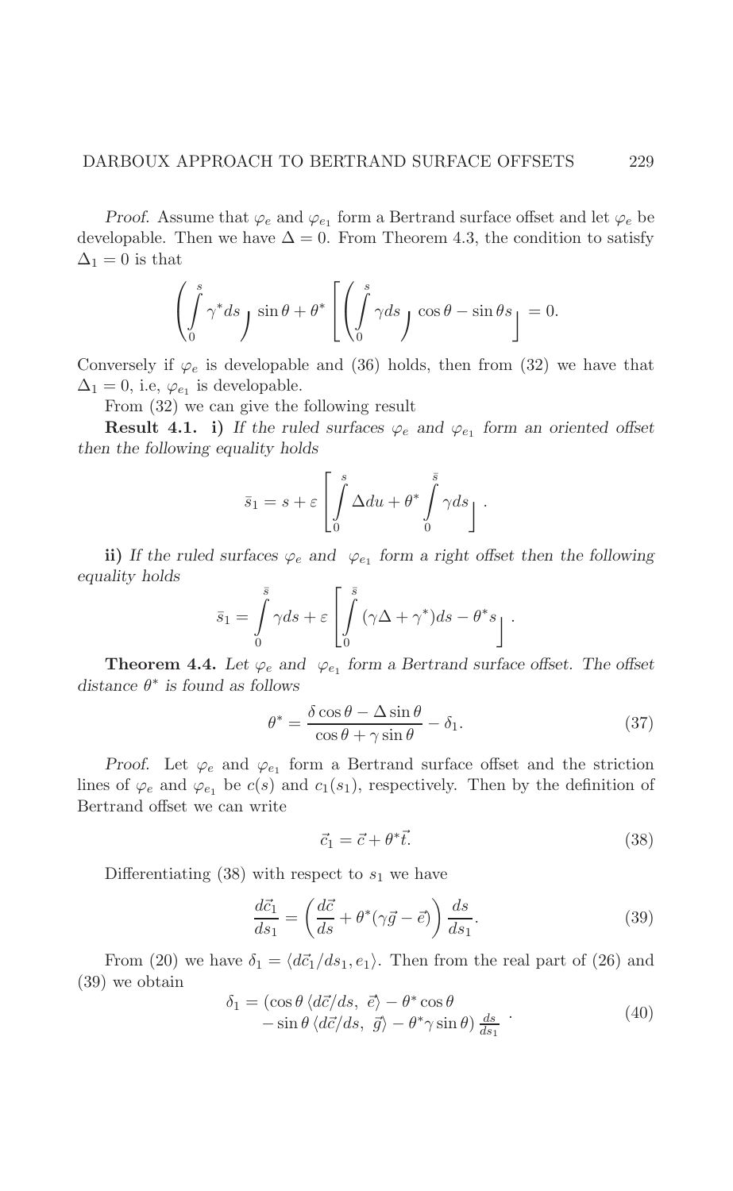*Proof.* Assume that $\varphi_e$ and $\varphi_{e_1}$ form a Bertrand surface offset and let $\varphi_e$ be developable. Then we have $\Delta = 0$. From Theorem 4.3, the condition to satisfy $\Delta_1 = 0$ is that

$$\left( \int_0^s \gamma^* ds \right) \sin\theta + \theta^* \left[ \left( \int_0^s \gamma ds \right) \cos\theta - \sin\theta s \right] = 0.$$

Conversely if $\varphi_e$ is developable and (36) holds, then from (32) we have that $\Delta_1 = 0$, i.e, $\varphi_{e_1}$ is developable.

From (32) we can give the following result

**Result 4.1.** **i)** *If the ruled surfaces $\varphi_e$ and $\varphi_{e_1}$ form an oriented offset then the following equality holds*

$$\bar{s}_1 = s + \varepsilon \left[ \int_0^s \Delta du + \theta^* \int_0^{\bar{s}} \gamma ds \right].$$

**ii)** *If the ruled surfaces $\varphi_e$ and $\varphi_{e_1}$ form a right offset then the following equality holds*

$$\bar{s}_1 = \int_0^{\bar{s}} \gamma ds + \varepsilon \left[ \int_0^{\bar{s}} (\gamma\Delta + \gamma^*) ds - \theta^* s \right].$$

**Theorem 4.4.** *Let $\varphi_e$ and $\varphi_{e_1}$ form a Bertrand surface offset. The offset distance $\theta^*$ is found as follows*

$$\theta^* = \frac{\delta\cos\theta - \Delta\sin\theta}{\cos\theta + \gamma\sin\theta} - \delta_1. \tag{37}$$

*Proof.* Let $\varphi_e$ and $\varphi_{e_1}$ form a Bertrand surface offset and the striction lines of $\varphi_e$ and $\varphi_{e_1}$ be $c(s)$ and $c_1(s_1)$, respectively. Then by the definition of Bertrand offset we can write

$$\vec{c}_1 = \vec{c} + \theta^* \vec{t}. \tag{38}$$

Differentiating (38) with respect to $s_1$ we have

$$\frac{d\vec{c}_1}{ds_1} = \left( \frac{d\vec{c}}{ds} + \theta^*(\gamma\vec{g} - \vec{e}) \right) \frac{ds}{ds_1}. \tag{39}$$

From (20) we have $\delta_1 = \langle d\vec{c}_1/ds_1, e_1 \rangle$. Then from the real part of (26) and (39) we obtain

$$\begin{aligned} \delta_1 = (&\cos\theta \langle d\vec{c}/ds,\ \vec{e} \rangle - \theta^* \cos\theta \\ &- \sin\theta \langle d\vec{c}/ds,\ \vec{g} \rangle - \theta^* \gamma \sin\theta) \tfrac{ds}{ds_1} \end{aligned}. \tag{40}$$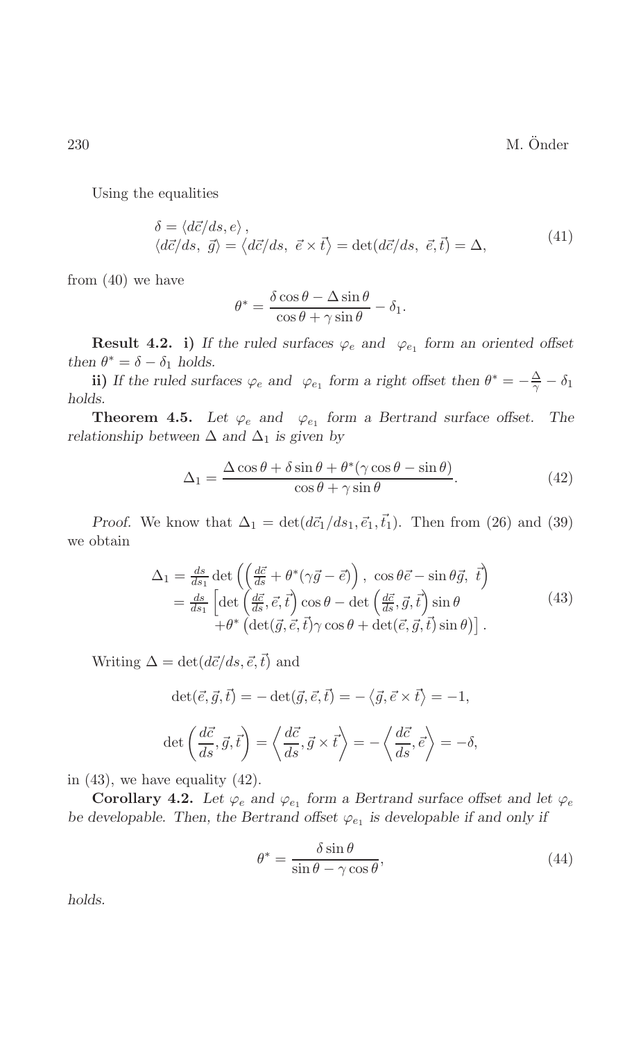Using the equalities

$$\begin{aligned}
&\delta = \langle d\vec{c}/ds, e\rangle, \\
&\langle d\vec{c}/ds,\ \vec{g}\rangle = \left\langle d\vec{c}/ds,\ \vec{e}\times\vec{t}\right\rangle = \det(d\vec{c}/ds,\ \vec{e},\vec{t}) = \Delta,
\end{aligned} \tag{41}$$

from (40) we have

$$\theta^* = \frac{\delta\cos\theta - \Delta\sin\theta}{\cos\theta + \gamma\sin\theta} - \delta_1.$$

**Result 4.2.** **i)** *If the ruled surfaces $\varphi_e$ and $\varphi_{e_1}$ form an oriented offset then $\theta^* = \delta - \delta_1$ holds.*

**ii)** *If the ruled surfaces $\varphi_e$ and $\varphi_{e_1}$ form a right offset then $\theta^* = -\frac{\Delta}{\gamma} - \delta_1$ holds.*

**Theorem 4.5.** *Let $\varphi_e$ and $\varphi_{e_1}$ form a Bertrand surface offset. The relationship between $\Delta$ and $\Delta_1$ is given by*

$$\Delta_1 = \frac{\Delta\cos\theta + \delta\sin\theta + \theta^*(\gamma\cos\theta - \sin\theta)}{\cos\theta + \gamma\sin\theta}. \tag{42}$$

*Proof.* We know that $\Delta_1 = \det(d\vec{c}_1/ds_1, \vec{e}_1, \vec{t}_1)$. Then from (26) and (39) we obtain

$$\begin{aligned}
\Delta_1 &= \tfrac{ds}{ds_1}\det\left(\left(\tfrac{d\vec{c}}{ds} + \theta^*(\gamma\vec{g} - \vec{e})\right),\ \cos\theta\vec{e} - \sin\theta\vec{g},\ \vec{t}\right) \\
&= \tfrac{ds}{ds_1}\Big[\det\left(\tfrac{d\vec{c}}{ds}, \vec{e}, \vec{t}\right)\cos\theta - \det\left(\tfrac{d\vec{c}}{ds}, \vec{g}, \vec{t}\right)\sin\theta \\
&\qquad + \theta^*\left(\det(\vec{g}, \vec{e}, \vec{t})\gamma\cos\theta + \det(\vec{e}, \vec{g}, \vec{t})\sin\theta\right)\Big].
\end{aligned} \tag{43}$$

Writing $\Delta = \det(d\vec{c}/ds, \vec{e}, \vec{t})$ and

$$\det(\vec{e}, \vec{g}, \vec{t}) = -\det(\vec{g}, \vec{e}, \vec{t}) = -\left\langle \vec{g}, \vec{e}\times\vec{t}\right\rangle = -1,$$

$$\det\left(\frac{d\vec{c}}{ds}, \vec{g}, \vec{t}\right) = \left\langle \frac{d\vec{c}}{ds}, \vec{g}\times\vec{t}\right\rangle = -\left\langle \frac{d\vec{c}}{ds}, \vec{e}\right\rangle = -\delta,$$

in (43), we have equality (42).

**Corollary 4.2.** *Let $\varphi_e$ and $\varphi_{e_1}$ form a Bertrand surface offset and let $\varphi_e$ be developable. Then, the Bertrand offset $\varphi_{e_1}$ is developable if and only if*

$$\theta^* = \frac{\delta\sin\theta}{\sin\theta - \gamma\cos\theta}, \tag{44}$$

*holds.*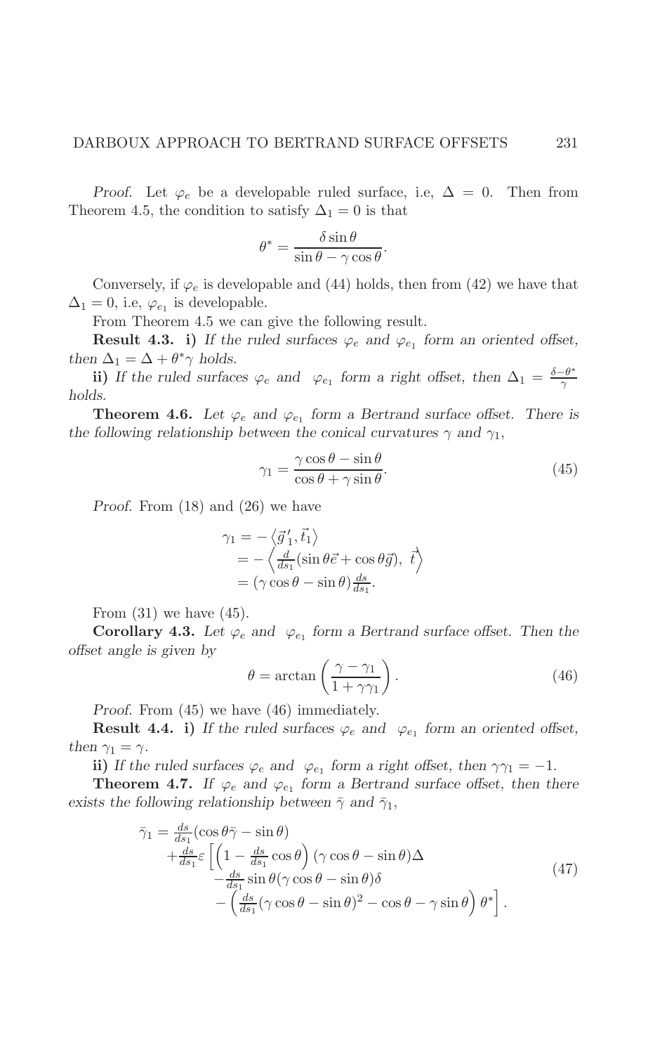*Proof.* Let $\varphi_e$ be a developable ruled surface, i.e, $\Delta = 0$. Then from Theorem 4.5, the condition to satisfy $\Delta_1 = 0$ is that

$$\theta^* = \frac{\delta \sin\theta}{\sin\theta - \gamma\cos\theta}.$$

Conversely, if $\varphi_e$ is developable and (44) holds, then from (42) we have that $\Delta_1 = 0$, i.e, $\varphi_{e_1}$ is developable.

From Theorem 4.5 we can give the following result.

**Result 4.3.** **i)** *If the ruled surfaces $\varphi_e$ and $\varphi_{e_1}$ form an oriented offset, then $\Delta_1 = \Delta + \theta^*\gamma$ holds.*

**ii)** *If the ruled surfaces $\varphi_e$ and $\varphi_{e_1}$ form a right offset, then $\Delta_1 = \frac{\delta - \theta^*}{\gamma}$ holds.*

**Theorem 4.6.** *Let $\varphi_e$ and $\varphi_{e_1}$ form a Bertrand surface offset. There is the following relationship between the conical curvatures $\gamma$ and $\gamma_1$,*

$$\gamma_1 = \frac{\gamma\cos\theta - \sin\theta}{\cos\theta + \gamma\sin\theta}. \tag{45}$$

*Proof.* From (18) and (26) we have

$$\begin{aligned}
\gamma_1 &= -\left\langle \vec{g}\,'_1, \vec{t}_1 \right\rangle \\
&= -\left\langle \tfrac{d}{ds_1}(\sin\theta\vec{e} + \cos\theta\vec{g}),\ \vec{t} \right\rangle \\
&= (\gamma\cos\theta - \sin\theta)\tfrac{ds}{ds_1}.
\end{aligned}$$

From (31) we have (45).

**Corollary 4.3.** *Let $\varphi_e$ and $\varphi_{e_1}$ form a Bertrand surface offset. Then the offset angle is given by*

$$\theta = \arctan\left(\frac{\gamma - \gamma_1}{1 + \gamma\gamma_1}\right). \tag{46}$$

*Proof.* From (45) we have (46) immediately.

**Result 4.4.** **i)** *If the ruled surfaces $\varphi_e$ and $\varphi_{e_1}$ form an oriented offset, then $\gamma_1 = \gamma$.*

**ii)** *If the ruled surfaces $\varphi_e$ and $\varphi_{e_1}$ form a right offset, then $\gamma\gamma_1 = -1$.*

**Theorem 4.7.** *If $\varphi_e$ and $\varphi_{e_1}$ form a Bertrand surface offset, then there exists the following relationship between $\bar{\gamma}$ and $\bar{\gamma}_1$,*

$$\begin{aligned}
\bar{\gamma}_1 = &\tfrac{ds}{ds_1}(\cos\theta\bar{\gamma} - \sin\theta) \\
&+ \tfrac{ds}{ds_1}\varepsilon\left[\left(1 - \tfrac{ds}{ds_1}\cos\theta\right)(\gamma\cos\theta - \sin\theta)\Delta\right. \\
&- \tfrac{ds}{ds_1}\sin\theta(\gamma\cos\theta - \sin\theta)\delta \\
&\left. - \left(\tfrac{ds}{ds_1}(\gamma\cos\theta - \sin\theta)^2 - \cos\theta - \gamma\sin\theta\right)\theta^*\right].
\end{aligned} \tag{47}$$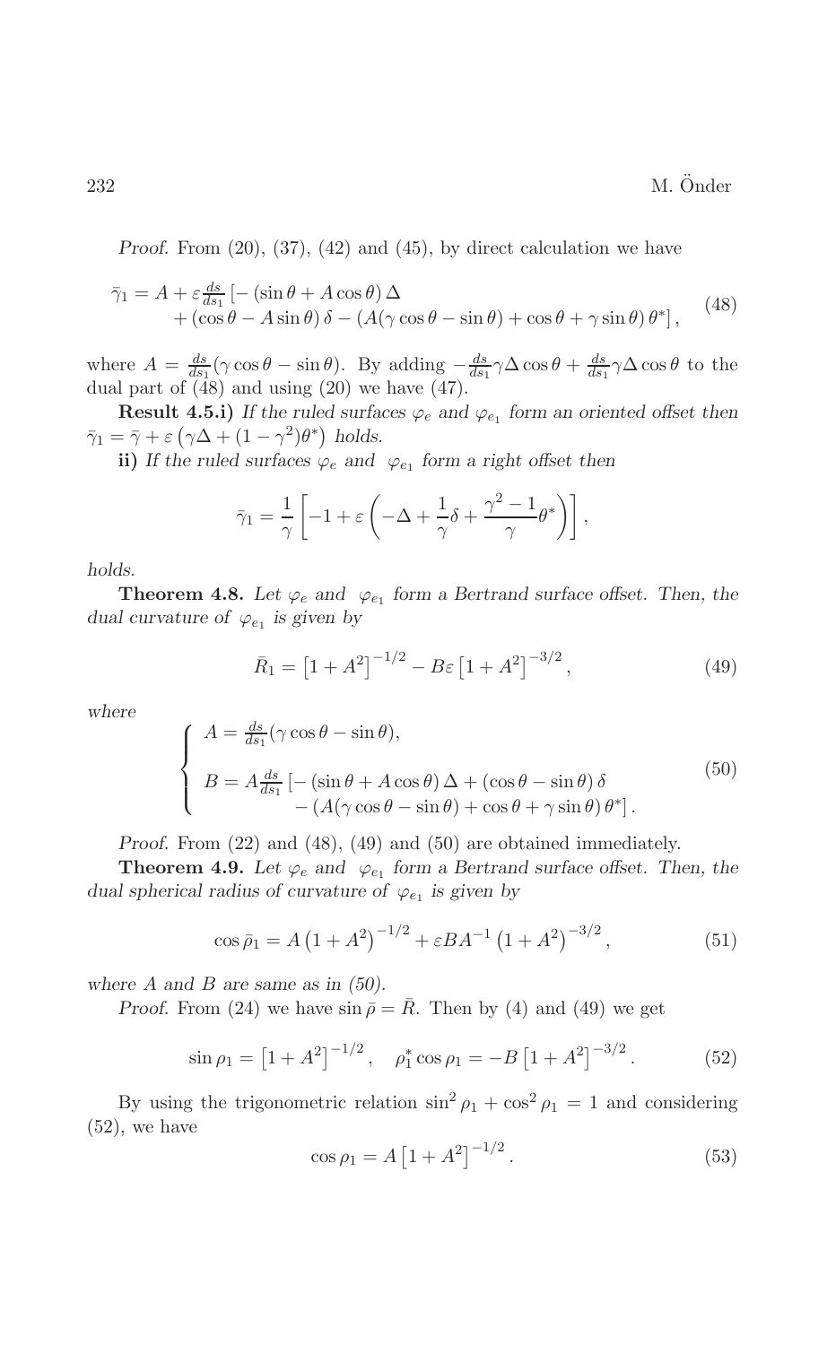*Proof.* From (20), (37), (42) and (45), by direct calculation we have

$$\bar{\gamma}_1 = A + \varepsilon \tfrac{ds}{ds_1}\left[-\left(\sin\theta + A\cos\theta\right)\Delta \right. \\ \left. + \left(\cos\theta - A\sin\theta\right)\delta - \left(A(\gamma\cos\theta - \sin\theta) + \cos\theta + \gamma\sin\theta\right)\theta^*\right], \tag{48}$$

where $A = \frac{ds}{ds_1}(\gamma\cos\theta - \sin\theta)$. By adding $-\frac{ds}{ds_1}\gamma\Delta\cos\theta + \frac{ds}{ds_1}\gamma\Delta\cos\theta$ to the dual part of (48) and using (20) we have (47).

**Result 4.5.i)** *If the ruled surfaces $\varphi_e$ and $\varphi_{e_1}$ form an oriented offset then $\bar{\gamma}_1 = \bar{\gamma} + \varepsilon\left(\gamma\Delta + (1-\gamma^2)\theta^*\right)$ holds.*

**ii)** *If the ruled surfaces $\varphi_e$ and $\varphi_{e_1}$ form a right offset then*

$$\bar{\gamma}_1 = \frac{1}{\gamma}\left[-1 + \varepsilon\left(-\Delta + \frac{1}{\gamma}\delta + \frac{\gamma^2 - 1}{\gamma}\theta^*\right)\right],$$

*holds.*

**Theorem 4.8.** *Let $\varphi_e$ and $\varphi_{e_1}$ form a Bertrand surface offset. Then, the dual curvature of $\varphi_{e_1}$ is given by*

$$\bar{R}_1 = \left[1 + A^2\right]^{-1/2} - B\varepsilon\left[1 + A^2\right]^{-3/2}, \tag{49}$$

*where*

$$\begin{cases} A = \frac{ds}{ds_1}(\gamma\cos\theta - \sin\theta), \\[2mm] B = A\frac{ds}{ds_1}\left[-\left(\sin\theta + A\cos\theta\right)\Delta + \left(\cos\theta - \sin\theta\right)\delta \right. \\ \qquad \left. - \left(A(\gamma\cos\theta - \sin\theta) + \cos\theta + \gamma\sin\theta\right)\theta^*\right]. \end{cases} \tag{50}$$

*Proof.* From (22) and (48), (49) and (50) are obtained immediately.

**Theorem 4.9.** *Let $\varphi_e$ and $\varphi_{e_1}$ form a Bertrand surface offset. Then, the dual spherical radius of curvature of $\varphi_{e_1}$ is given by*

$$\cos\bar{\rho}_1 = A\left(1 + A^2\right)^{-1/2} + \varepsilon B A^{-1}\left(1 + A^2\right)^{-3/2}, \tag{51}$$

*where $A$ and $B$ are same as in (50).*

*Proof.* From (24) we have $\sin\bar{\rho} = \bar{R}$. Then by (4) and (49) we get

$$\sin\rho_1 = \left[1 + A^2\right]^{-1/2}, \quad \rho_1^*\cos\rho_1 = -B\left[1 + A^2\right]^{-3/2}. \tag{52}$$

By using the trigonometric relation $\sin^2\rho_1 + \cos^2\rho_1 = 1$ and considering (52), we have

$$\cos\rho_1 = A\left[1 + A^2\right]^{-1/2}. \tag{53}$$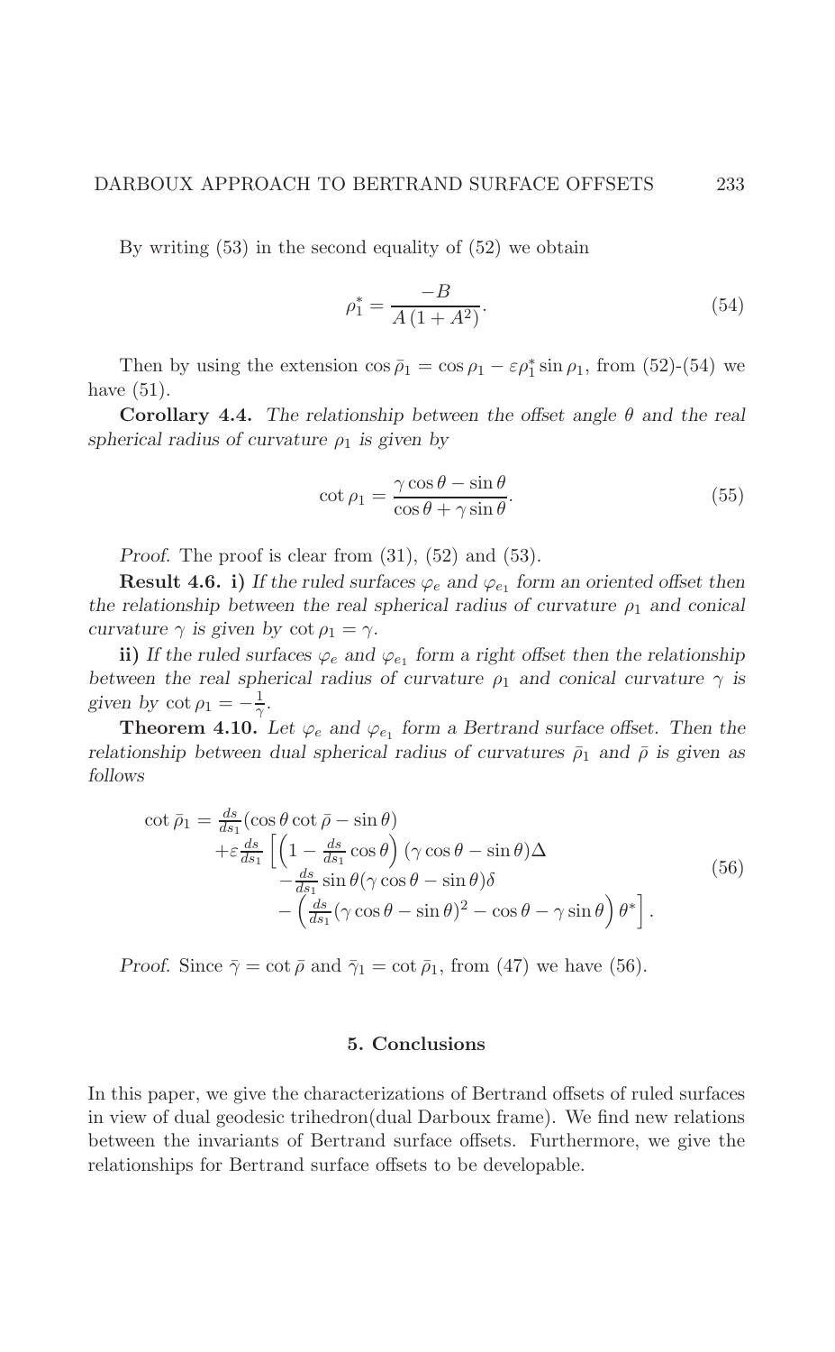By writing (53) in the second equality of (52) we obtain

$$\rho_1^* = \frac{-B}{A\,(1+A^2)}. \tag{54}$$

Then by using the extension $\cos\bar{\rho}_1 = \cos\rho_1 - \varepsilon\rho_1^*\sin\rho_1$, from (52)-(54) we have (51).

**Corollary 4.4.** *The relationship between the offset angle $\theta$ and the real spherical radius of curvature $\rho_1$ is given by*

$$\cot\rho_1 = \frac{\gamma\cos\theta - \sin\theta}{\cos\theta + \gamma\sin\theta}. \tag{55}$$

*Proof.* The proof is clear from (31), (52) and (53).

**Result 4.6.** **i)** *If the ruled surfaces $\varphi_e$ and $\varphi_{e_1}$ form an oriented offset then the relationship between the real spherical radius of curvature $\rho_1$ and conical curvature $\gamma$ is given by $\cot\rho_1 = \gamma$.*

**ii)** *If the ruled surfaces $\varphi_e$ and $\varphi_{e_1}$ form a right offset then the relationship between the real spherical radius of curvature $\rho_1$ and conical curvature $\gamma$ is given by $\cot\rho_1 = -\frac{1}{\gamma}$.*

**Theorem 4.10.** *Let $\varphi_e$ and $\varphi_{e_1}$ form a Bertrand surface offset. Then the relationship between dual spherical radius of curvatures $\bar{\rho}_1$ and $\bar{\rho}$ is given as follows*

$$\begin{aligned} \cot\bar{\rho}_1 = &\tfrac{ds}{ds_1}(\cos\theta\cot\bar{\rho} - \sin\theta) \\ &+\varepsilon\tfrac{ds}{ds_1}\Big[\Big(1 - \tfrac{ds}{ds_1}\cos\theta\Big)(\gamma\cos\theta - \sin\theta)\Delta \\ &\quad -\tfrac{ds}{ds_1}\sin\theta(\gamma\cos\theta - \sin\theta)\delta \\ &\quad -\Big(\tfrac{ds}{ds_1}(\gamma\cos\theta - \sin\theta)^2 - \cos\theta - \gamma\sin\theta\Big)\theta^*\Big]. \end{aligned} \tag{56}$$

*Proof.* Since $\bar{\gamma} = \cot\bar{\rho}$ and $\bar{\gamma}_1 = \cot\bar{\rho}_1$, from (47) we have (56).

## 5. Conclusions

In this paper, we give the characterizations of Bertrand offsets of ruled surfaces in view of dual geodesic trihedron(dual Darboux frame). We find new relations between the invariants of Bertrand surface offsets. Furthermore, we give the relationships for Bertrand surface offsets to be developable.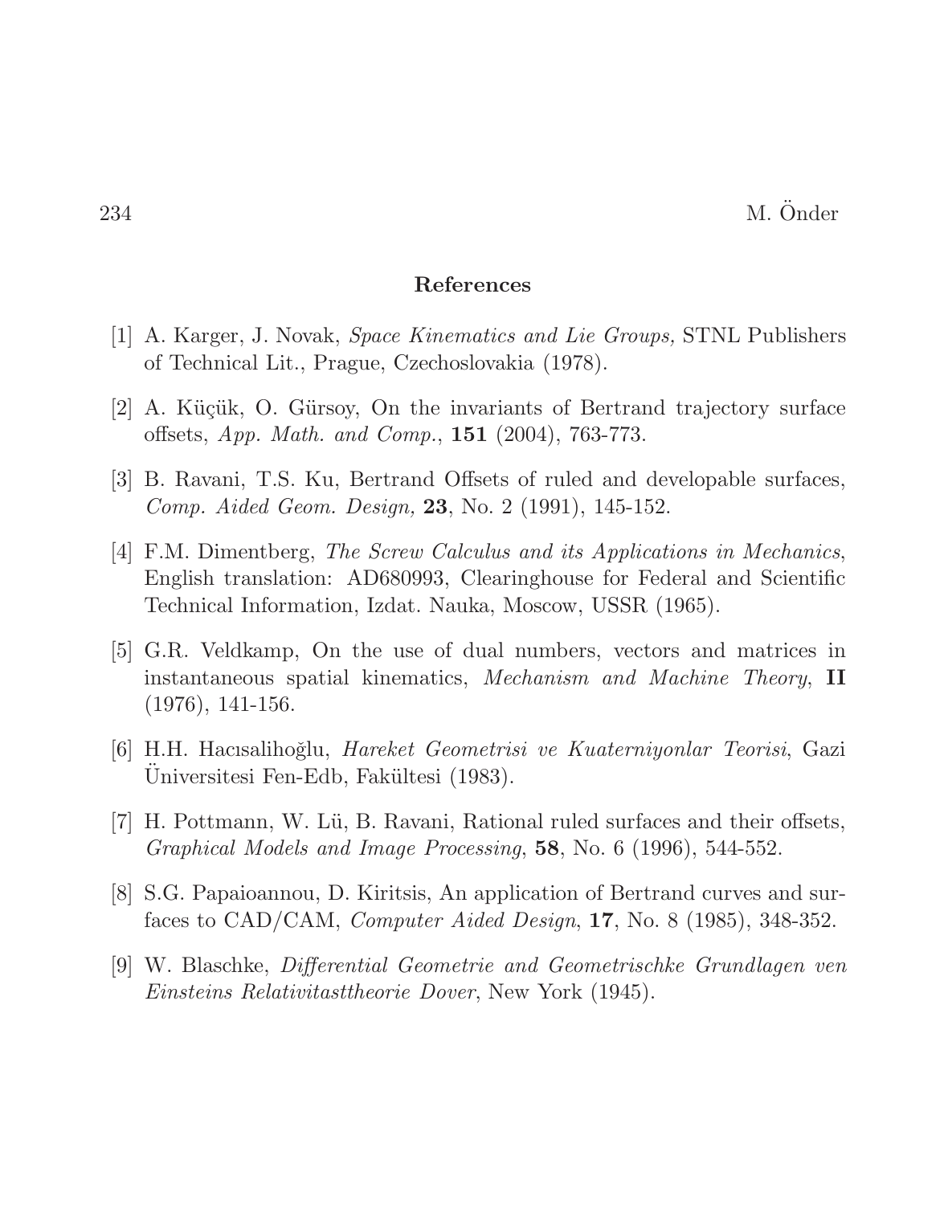## References

[1] A. Karger, J. Novak, *Space Kinematics and Lie Groups,* STNL Publishers of Technical Lit., Prague, Czechoslovakia (1978).

[2] A. Küçük, O. Gürsoy, On the invariants of Bertrand trajectory surface offsets, *App. Math. and Comp.*, **151** (2004), 763-773.

[3] B. Ravani, T.S. Ku, Bertrand Offsets of ruled and developable surfaces, *Comp. Aided Geom. Design,* **23**, No. 2 (1991), 145-152.

[4] F.M. Dimentberg, *The Screw Calculus and its Applications in Mechanics*, English translation: AD680993, Clearinghouse for Federal and Scientific Technical Information, Izdat. Nauka, Moscow, USSR (1965).

[5] G.R. Veldkamp, On the use of dual numbers, vectors and matrices in instantaneous spatial kinematics, *Mechanism and Machine Theory*, **II** (1976), 141-156.

[6] H.H. Hacısalihoğlu, *Hareket Geometrisi ve Kuaterniyonlar Teorisi*, Gazi Üniversitesi Fen-Edb, Fakültesi (1983).

[7] H. Pottmann, W. Lü, B. Ravani, Rational ruled surfaces and their offsets, *Graphical Models and Image Processing*, **58**, No. 6 (1996), 544-552.

[8] S.G. Papaioannou, D. Kiritsis, An application of Bertrand curves and surfaces to CAD/CAM, *Computer Aided Design*, **17**, No. 8 (1985), 348-352.

[9] W. Blaschke, *Differential Geometrie and Geometrischke Grundlagen ven Einsteins Relativitasttheorie Dover*, New York (1945).